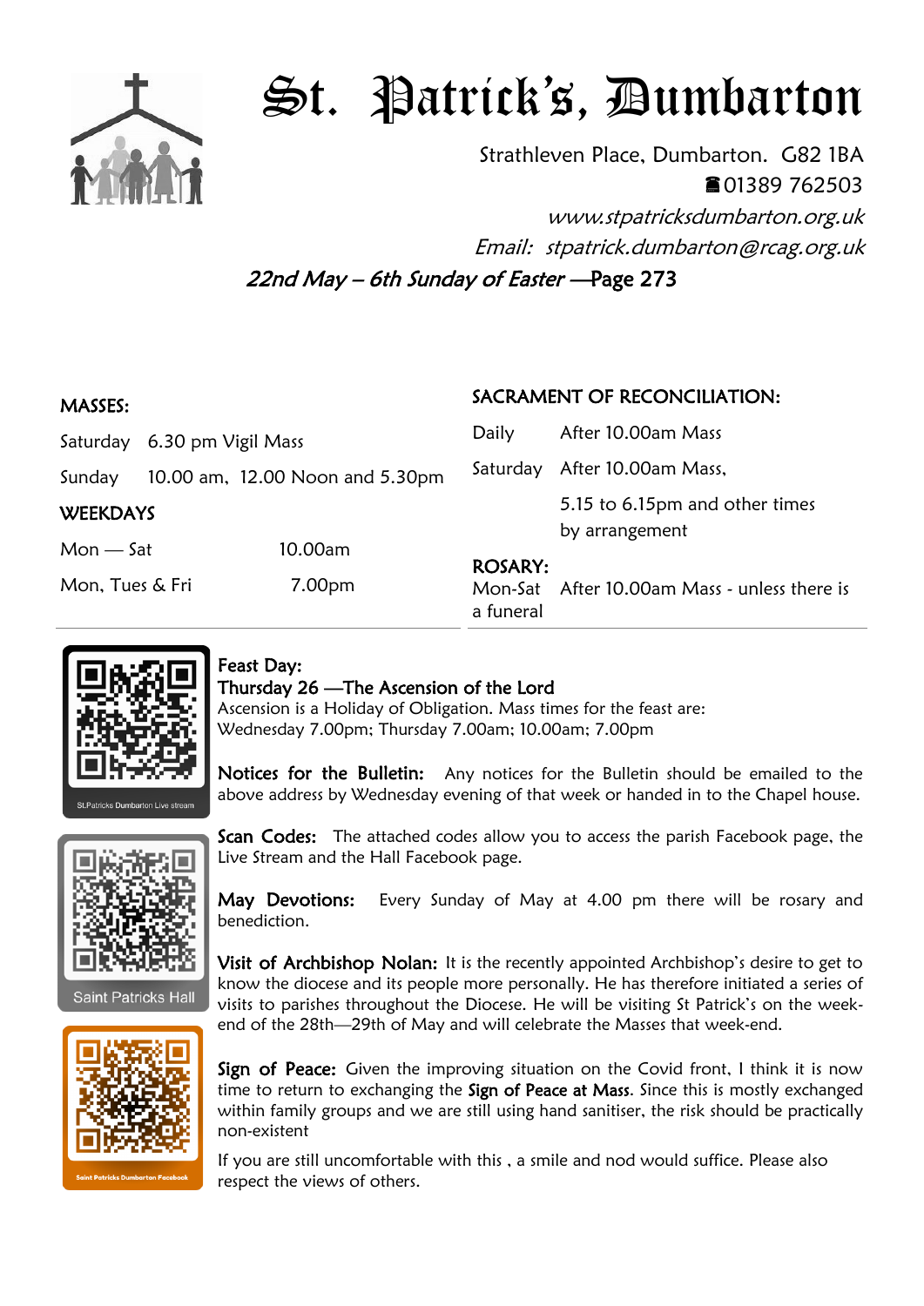# St. Patrick's, Dumbarton

Strathleven Place, Dumbarton. G82 1BA

☎01389 762503

*www.stpatricksdumbarton.org.uk*

*Email: stpatrick.dumbarton@rcag.org.uk*

*22nd May – 6th Sunday of Easter* —Page 273

**MASSES:**

| | |
|---|---|
| Saturday | 6.30 pm Vigil Mass |
| Sunday | 10.00 am, 12.00 Noon and 5.30pm |

**WEEKDAYS**

| | |
|---|---|
| Mon — Sat | 10.00am |
| Mon, Tues & Fri | 7.00pm |

**SACRAMENT OF RECONCILIATION:**

| | |
|---|---|
| Daily | After 10.00am Mass |
| Saturday | After 10.00am Mass, 5.15 to 6.15pm and other times by arrangement |

**ROSARY:**

Mon-Sat After 10.00am Mass - unless there is a funeral

St.Patricks Dumbarton Live stream

Saint Patricks Hall

Saint Patricks Dumbarton Facebook

**Feast Day:**

**Thursday 26 —The Ascension of the Lord**

Ascension is a Holiday of Obligation. Mass times for the feast are: Wednesday 7.00pm; Thursday 7.00am; 10.00am; 7.00pm

**Notices for the Bulletin:** Any notices for the Bulletin should be emailed to the above address by Wednesday evening of that week or handed in to the Chapel house.

**Scan Codes:** The attached codes allow you to access the parish Facebook page, the Live Stream and the Hall Facebook page.

**May Devotions:** Every Sunday of May at 4.00 pm there will be rosary and benediction.

**Visit of Archbishop Nolan:** It is the recently appointed Archbishop's desire to get to know the diocese and its people more personally. He has therefore initiated a series of visits to parishes throughout the Diocese. He will be visiting St Patrick's on the week-end of the 28th—29th of May and will celebrate the Masses that week-end.

**Sign of Peace:** Given the improving situation on the Covid front, I think it is now time to return to exchanging the **Sign of Peace at Mass**. Since this is mostly exchanged within family groups and we are still using hand sanitiser, the risk should be practically non-existent

If you are still uncomfortable with this , a smile and nod would suffice. Please also respect the views of others.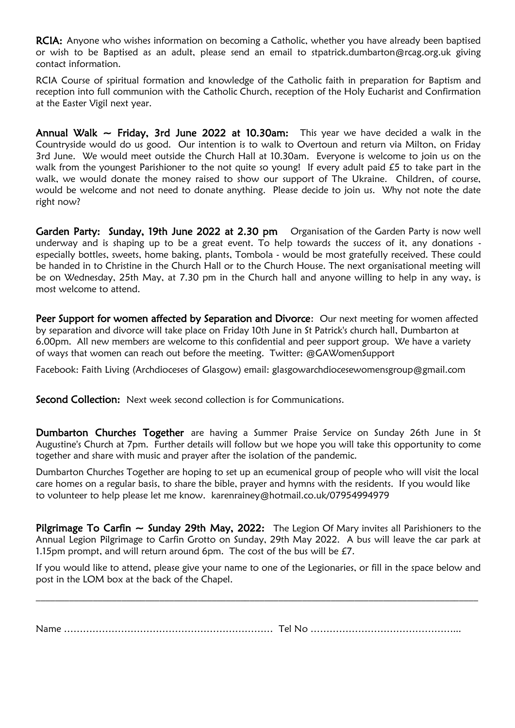**RCIA:** Anyone who wishes information on becoming a Catholic, whether you have already been baptised or wish to be Baptised as an adult, please send an email to stpatrick.dumbarton@rcag.org.uk giving contact information.

RCIA Course of spiritual formation and knowledge of the Catholic faith in preparation for Baptism and reception into full communion with the Catholic Church, reception of the Holy Eucharist and Confirmation at the Easter Vigil next year.

**Annual Walk ~ Friday, 3rd June 2022 at 10.30am:** This year we have decided a walk in the Countryside would do us good. Our intention is to walk to Overtoun and return via Milton, on Friday 3rd June. We would meet outside the Church Hall at 10.30am. Everyone is welcome to join us on the walk from the youngest Parishioner to the not quite so young! If every adult paid £5 to take part in the walk, we would donate the money raised to show our support of The Ukraine. Children, of course, would be welcome and not need to donate anything. Please decide to join us. Why not note the date right now?

**Garden Party: Sunday, 19th June 2022 at 2.30 pm** Organisation of the Garden Party is now well underway and is shaping up to be a great event. To help towards the success of it, any donations - especially bottles, sweets, home baking, plants, Tombola - would be most gratefully received. These could be handed in to Christine in the Church Hall or to the Church House. The next organisational meeting will be on Wednesday, 25th May, at 7.30 pm in the Church hall and anyone willing to help in any way, is most welcome to attend.

**Peer Support for women affected by Separation and Divorce**: Our next meeting for women affected by separation and divorce will take place on Friday 10th June in St Patrick's church hall, Dumbarton at 6.00pm. All new members are welcome to this confidential and peer support group. We have a variety of ways that women can reach out before the meeting. Twitter: @GAWomenSupport

Facebook: Faith Living (Archdioceses of Glasgow) email: glasgowarchdiocesewomensgroup@gmail.com

**Second Collection:** Next week second collection is for Communications.

**Dumbarton Churches Together** are having a Summer Praise Service on Sunday 26th June in St Augustine's Church at 7pm. Further details will follow but we hope you will take this opportunity to come together and share with music and prayer after the isolation of the pandemic.

Dumbarton Churches Together are hoping to set up an ecumenical group of people who will visit the local care homes on a regular basis, to share the bible, prayer and hymns with the residents. If you would like to volunteer to help please let me know. karenrainey@hotmail.co.uk/07954994979

**Pilgrimage To Carfin ~ Sunday 29th May, 2022:** The Legion Of Mary invites all Parishioners to the Annual Legion Pilgrimage to Carfin Grotto on Sunday, 29th May 2022. A bus will leave the car park at 1.15pm prompt, and will return around 6pm. The cost of the bus will be £7.

If you would like to attend, please give your name to one of the Legionaries, or fill in the space below and post in the LOM box at the back of the Chapel.

---

Name ………………………………………………………… Tel No ………………………………………...